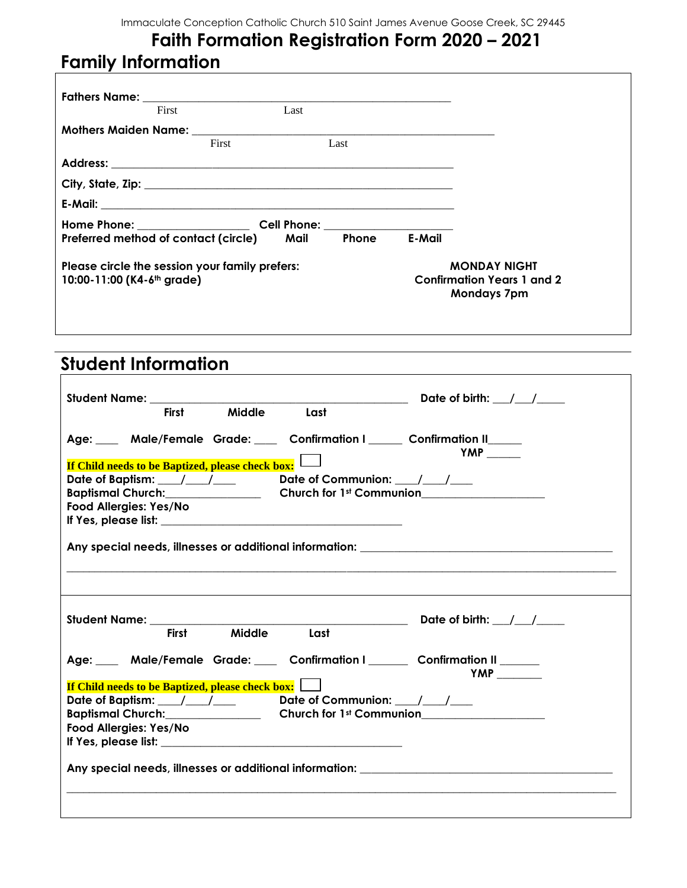Immaculate Conception Catholic Church 510 Saint James Avenue Goose Creek, SC 29445

# Faith Formation Registration Form 2020 – 2021

## Family Information

**Fathers Name:** ______________________________________________
First Last

**Mothers Maiden Name:** ______________________________________________
First Last

**Address:** ______________________________________________

**City, State, Zip:** ______________________________________________

**E-Mail:** ______________________________________________

**Home Phone:** ________________ **Cell Phone:** ________________

**Preferred method of contact (circle)** **Mail** **Phone** **E-Mail**

**Please circle the session your family prefers:**

**10:00-11:00 (K4-6th grade)**

**MONDAY NIGHT**
**Confirmation Years 1 and 2**
**Mondays 7pm**

## Student Information

**Student Name:** ______________________________________ **Date of birth:** ___/___/_____
**First** **Middle** **Last**

**Age:** ____ **Male/Female** **Grade:** ____ **Confirmation I** _____ **Confirmation II**_____ **YMP** _____

**If Child needs to be Baptized, please check box:** ☐

**Date of Baptism:** ____/____/____ **Date of Communion:** ____/____/____

**Baptismal Church:**_______________ **Church for 1st Communion**___________________

**Food Allergies: Yes/No**

**If Yes, please list:** ______________________________________

**Any special needs, illnesses or additional information:** ______________________________________

______________________________________________________________________________

**Student Name:** ______________________________________ **Date of birth:** ___/___/_____
**First** **Middle** **Last**

**Age:** ____ **Male/Female** **Grade:** ____ **Confirmation I** ______ **Confirmation II** ______ **YMP** _______

**If Child needs to be Baptized, please check box:** ☐

**Date of Baptism:** ____/____/____ **Date of Communion:** ____/____/____

**Baptismal Church:**_______________ **Church for 1st Communion**___________________

**Food Allergies: Yes/No**

**If Yes, please list:** ______________________________________

**Any special needs, illnesses or additional information:** ______________________________________

______________________________________________________________________________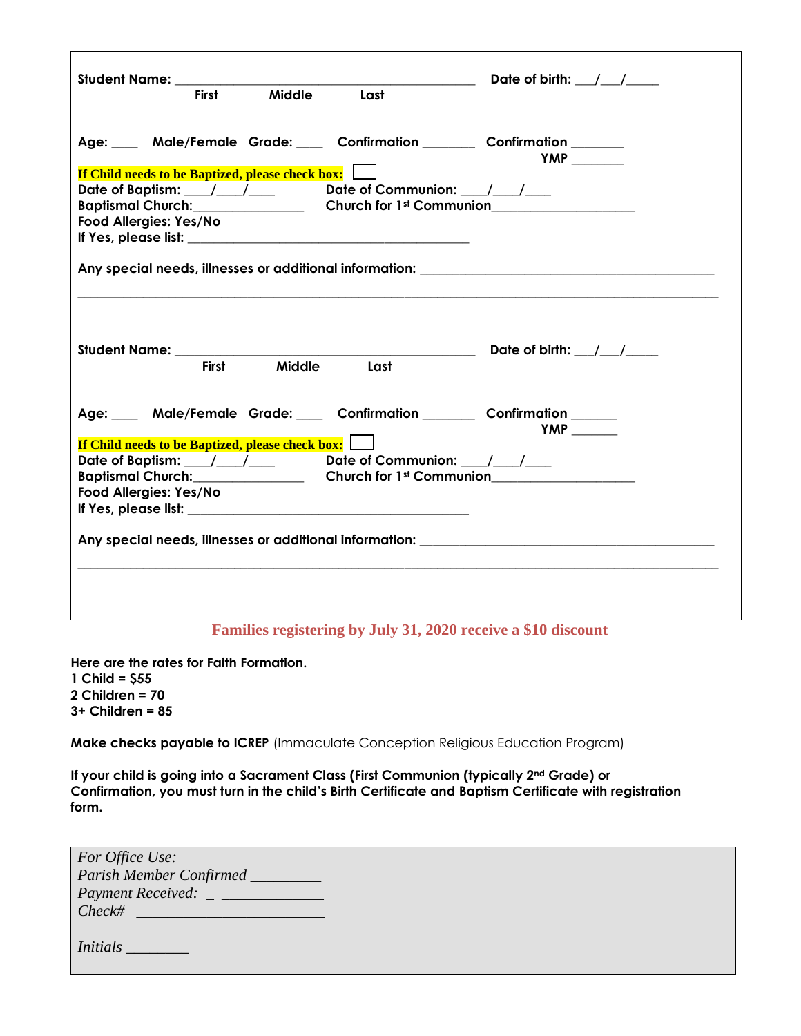**Student Name:** ____________________________________________ **Date of birth:** ___/___/_____

First Middle Last

**Age:** ____ **Male/Female** **Grade:** ____ **Confirmation** _______ **Confirmation** _______ **YMP** _______

**If Child needs to be Baptized, please check box:** ☐

**Date of Baptism:** ____/____/____ **Date of Communion:** ____/____/____

**Baptismal Church:**________________ **Church for 1st Communion**____________________

**Food Allergies: Yes/No**

**If Yes, please list:** ________________________________________

**Any special needs, illnesses or additional information:** ________________________________________

______________________________________________________________________________________

---

**Student Name:** ____________________________________________ **Date of birth:** ___/___/_____

First Middle Last

**Age:** ____ **Male/Female** **Grade:** ____ **Confirmation** _______ **Confirmation** _______ **YMP** _______

**If Child needs to be Baptized, please check box:** ☐

**Date of Baptism:** ____/____/____ **Date of Communion:** ____/____/____

**Baptismal Church:**________________ **Church for 1st Communion**____________________

**Food Allergies: Yes/No**

**If Yes, please list:** ________________________________________

**Any special needs, illnesses or additional information:** ________________________________________

______________________________________________________________________________________

---

**Families registering by July 31, 2020 receive a $10 discount**

**Here are the rates for Faith Formation.**
**1 Child = $55**
**2 Children = 70**
**3+ Children = 85**

**Make checks payable to ICREP** (Immaculate Conception Religious Education Program)

**If your child is going into a Sacrament Class (First Communion (typically 2nd Grade) or Confirmation, you must turn in the child's Birth Certificate and Baptism Certificate with registration form.**

*For Office Use:*
*Parish Member Confirmed* _________
*Payment Received:* _ _____________
*Check#* ________________________

*Initials* ________